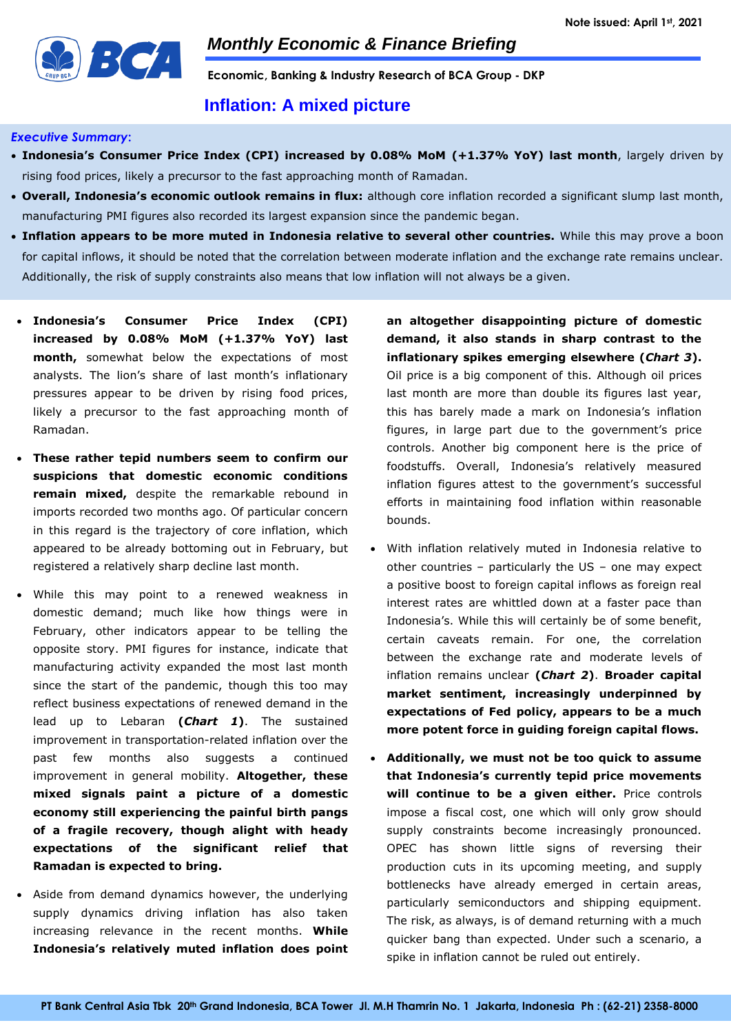Note issued: April 1st, 2021

# Monthly Economic & Finance Briefing

**Economic, Banking & Industry Research of BCA Group - DKP**

## Inflation: A mixed picture

***Executive Summary*:**

- **Indonesia's Consumer Price Index (CPI) increased by 0.08% MoM (+1.37% YoY) last month**, largely driven by rising food prices, likely a precursor to the fast approaching month of Ramadan.
- **Overall, Indonesia's economic outlook remains in flux:** although core inflation recorded a significant slump last month, manufacturing PMI figures also recorded its largest expansion since the pandemic began.
- **Inflation appears to be more muted in Indonesia relative to several other countries.** While this may prove a boon for capital inflows, it should be noted that the correlation between moderate inflation and the exchange rate remains unclear. Additionally, the risk of supply constraints also means that low inflation will not always be a given.

---

- **Indonesia's Consumer Price Index (CPI) increased by 0.08% MoM (+1.37% YoY) last month,** somewhat below the expectations of most analysts. The lion's share of last month's inflationary pressures appear to be driven by rising food prices, likely a precursor to the fast approaching month of Ramadan.
- **These rather tepid numbers seem to confirm our suspicions that domestic economic conditions remain mixed,** despite the remarkable rebound in imports recorded two months ago. Of particular concern in this regard is the trajectory of core inflation, which appeared to be already bottoming out in February, but registered a relatively sharp decline last month.
- While this may point to a renewed weakness in domestic demand; much like how things were in February, other indicators appear to be telling the opposite story. PMI figures for instance, indicate that manufacturing activity expanded the most last month since the start of the pandemic, though this too may reflect business expectations of renewed demand in the lead up to Lebaran **(*Chart 1*)**. The sustained improvement in transportation-related inflation over the past few months also suggests a continued improvement in general mobility. **Altogether, these mixed signals paint a picture of a domestic economy still experiencing the painful birth pangs of a fragile recovery, though alight with heady expectations of the significant relief that Ramadan is expected to bring.**
- Aside from demand dynamics however, the underlying supply dynamics driving inflation has also taken increasing relevance in the recent months. **While Indonesia's relatively muted inflation does point an altogether disappointing picture of domestic demand, it also stands in sharp contrast to the inflationary spikes emerging elsewhere (*Chart 3*).** Oil price is a big component of this. Although oil prices last month are more than double its figures last year, this has barely made a mark on Indonesia's inflation figures, in large part due to the government's price controls. Another big component here is the price of foodstuffs. Overall, Indonesia's relatively measured inflation figures attest to the government's successful efforts in maintaining food inflation within reasonable bounds.
- With inflation relatively muted in Indonesia relative to other countries – particularly the US – one may expect a positive boost to foreign capital inflows as foreign real interest rates are whittled down at a faster pace than Indonesia's. While this will certainly be of some benefit, certain caveats remain. For one, the correlation between the exchange rate and moderate levels of inflation remains unclear **(*Chart 2*)**. **Broader capital market sentiment, increasingly underpinned by expectations of Fed policy, appears to be a much more potent force in guiding foreign capital flows.**
- **Additionally, we must not be too quick to assume that Indonesia's currently tepid price movements will continue to be a given either.** Price controls impose a fiscal cost, one which will only grow should supply constraints become increasingly pronounced. OPEC has shown little signs of reversing their production cuts in its upcoming meeting, and supply bottlenecks have already emerged in certain areas, particularly semiconductors and shipping equipment. The risk, as always, is of demand returning with a much quicker bang than expected. Under such a scenario, a spike in inflation cannot be ruled out entirely.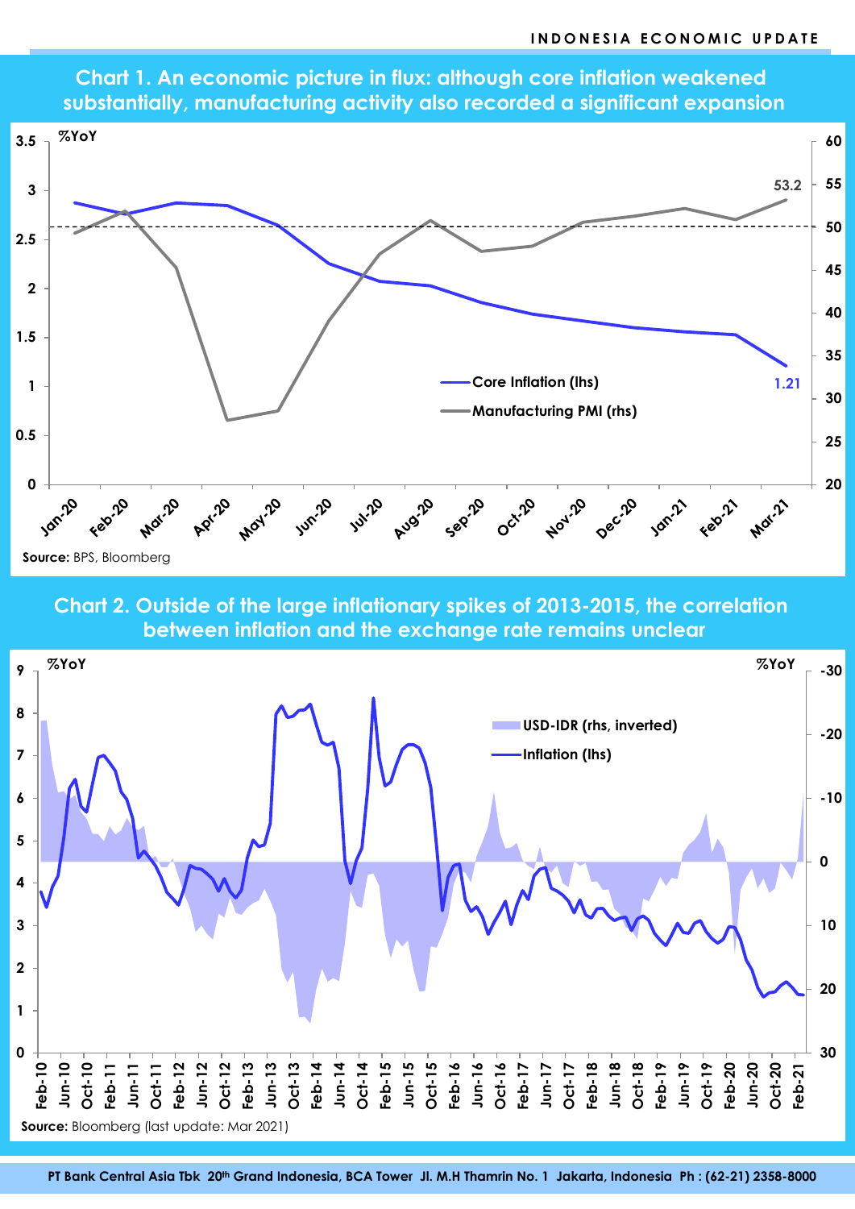## Chart 1. An economic picture in flux: although core inflation weakened substantially, manufacturing activity also recorded a significant expansion

%YoY

Core Inflation (lhs)

Manufacturing PMI (rhs)

53.2

1.21

Source: BPS, Bloomberg

## Chart 2. Outside of the large inflationary spikes of 2013-2015, the correlation between inflation and the exchange rate remains unclear

%YoY

USD-IDR (rhs, inverted)

Inflation (lhs)

Source: Bloomberg (last update: Mar 2021)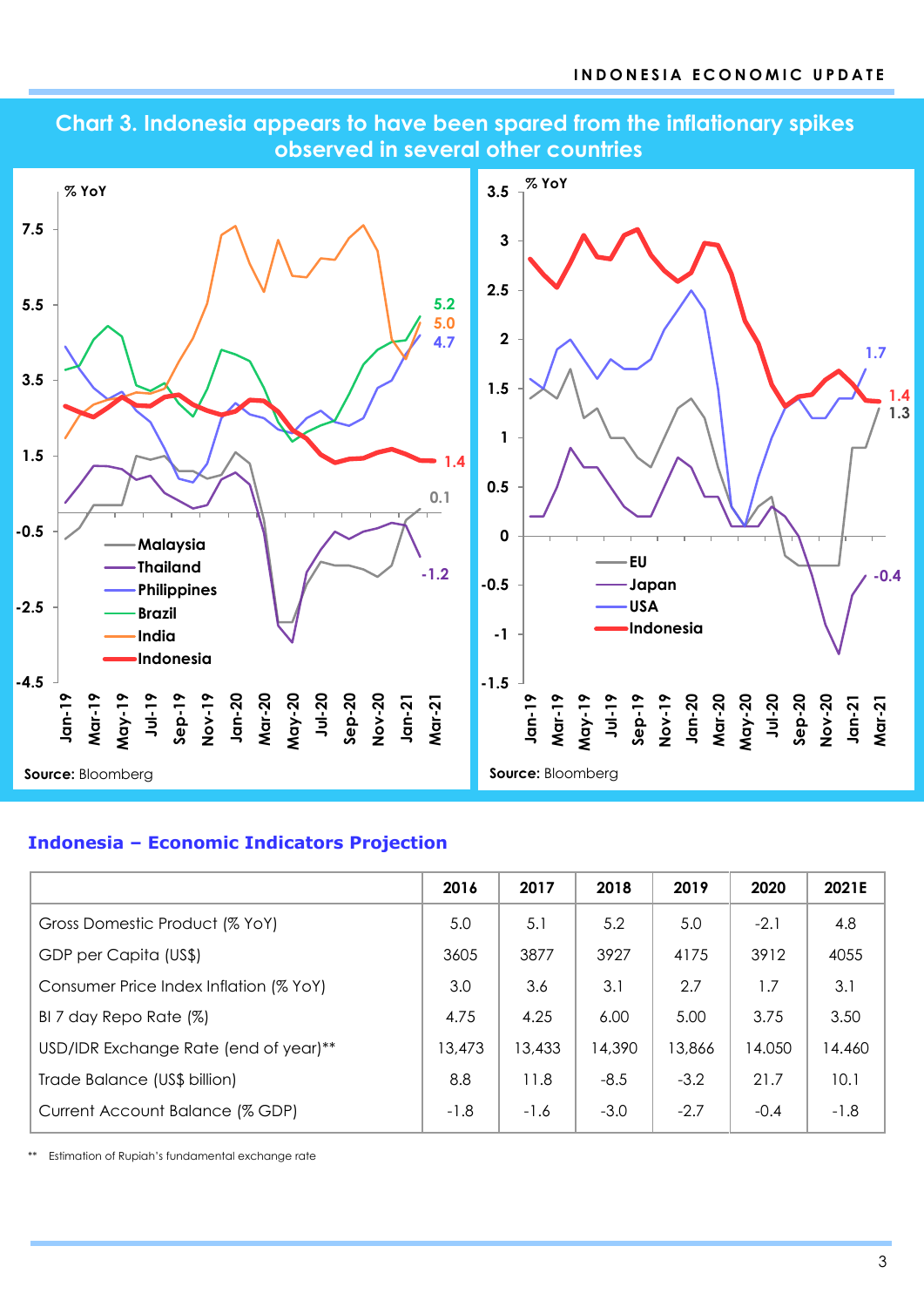## Chart 3. Indonesia appears to have been spared from the inflationary spikes observed in several other countries

**Source:** Bloomberg

**Source:** Bloomberg

### Indonesia – Economic Indicators Projection

| | 2016 | 2017 | 2018 | 2019 | 2020 | 2021E |
|---|---|---|---|---|---|---|
| Gross Domestic Product (% YoY) | 5.0 | 5.1 | 5.2 | 5.0 | -2.1 | 4.8 |
| GDP per Capita (US$) | 3605 | 3877 | 3927 | 4175 | 3912 | 4055 |
| Consumer Price Index Inflation (% YoY) | 3.0 | 3.6 | 3.1 | 2.7 | 1.7 | 3.1 |
| BI 7 day Repo Rate (%) | 4.75 | 4.25 | 6.00 | 5.00 | 3.75 | 3.50 |
| USD/IDR Exchange Rate (end of year)** | 13,473 | 13,433 | 14,390 | 13,866 | 14.050 | 14.460 |
| Trade Balance (US$ billion) | 8.8 | 11.8 | -8.5 | -3.2 | 21.7 | 10.1 |
| Current Account Balance (% GDP) | -1.8 | -1.6 | -3.0 | -2.7 | -0.4 | -1.8 |

** Estimation of Rupiah's fundamental exchange rate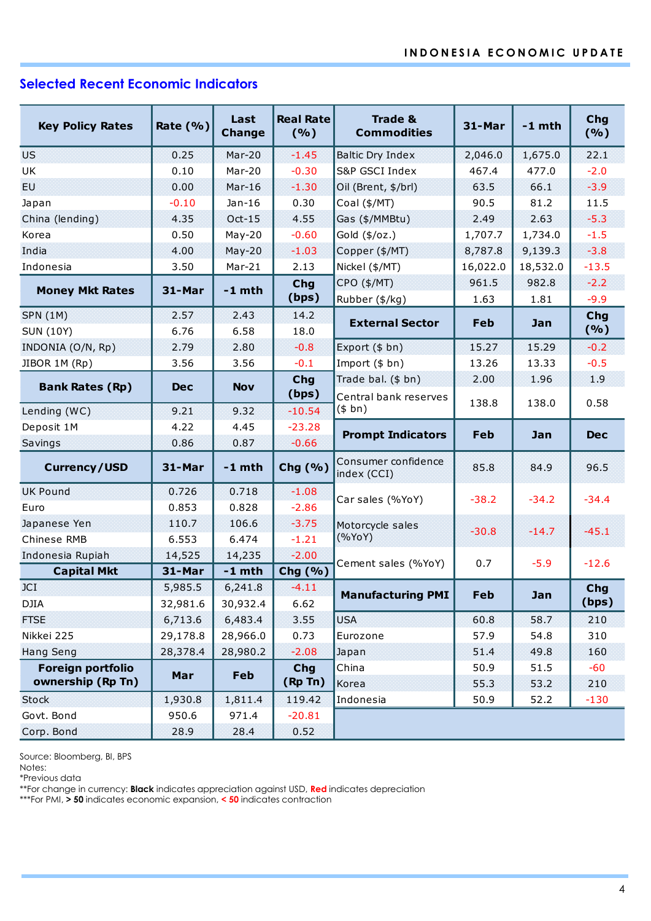## Selected Recent Economic Indicators

| Key Policy Rates | Rate (%) | Last Change | Real Rate (%) |
|---|---|---|---|
| US | 0.25 | Mar-20 | -1.45 |
| UK | 0.10 | Mar-20 | -0.30 |
| EU | 0.00 | Mar-16 | -1.30 |
| Japan | -0.10 | Jan-16 | 0.30 |
| China (lending) | 4.35 | Oct-15 | 4.55 |
| Korea | 0.50 | May-20 | -0.60 |
| India | 4.00 | May-20 | -1.03 |
| Indonesia | 3.50 | Mar-21 | 2.13 |

| Money Mkt Rates | 31-Mar | -1 mth | Chg (bps) |
|---|---|---|---|
| SPN (1M) | 2.57 | 2.43 | 14.2 |
| SUN (10Y) | 6.76 | 6.58 | 18.0 |
| INDONIA (O/N, Rp) | 2.79 | 2.80 | -0.8 |
| JIBOR 1M (Rp) | 3.56 | 3.56 | -0.1 |

| Bank Rates (Rp) | Dec | Nov | Chg (bps) |
|---|---|---|---|
| Lending (WC) | 9.21 | 9.32 | -10.54 |
| Deposit 1M | 4.22 | 4.45 | -23.28 |
| Savings | 0.86 | 0.87 | -0.66 |

| Currency/USD | 31-Mar | -1 mth | Chg (%) |
|---|---|---|---|
| UK Pound | 0.726 | 0.718 | -1.08 |
| Euro | 0.853 | 0.828 | -2.86 |
| Japanese Yen | 110.7 | 106.6 | -3.75 |
| Chinese RMB | 6.553 | 6.474 | -1.21 |
| Indonesia Rupiah | 14,525 | 14,235 | -2.00 |

| Capital Mkt | 31-Mar | -1 mth | Chg (%) |
|---|---|---|---|
| JCI | 5,985.5 | 6,241.8 | -4.11 |
| DJIA | 32,981.6 | 30,932.4 | 6.62 |
| FTSE | 6,713.6 | 6,483.4 | 3.55 |
| Nikkei 225 | 29,178.8 | 28,966.0 | 0.73 |
| Hang Seng | 28,378.4 | 28,980.2 | -2.08 |

| Foreign portfolio ownership (Rp Tn) | Mar | Feb | Chg (Rp Tn) |
|---|---|---|---|
| Stock | 1,930.8 | 1,811.4 | 119.42 |
| Govt. Bond | 950.6 | 971.4 | -20.81 |
| Corp. Bond | 28.9 | 28.4 | 0.52 |

| Trade & Commodities | 31-Mar | -1 mth | Chg (%) |
|---|---|---|---|
| Baltic Dry Index | 2,046.0 | 1,675.0 | 22.1 |
| S&P GSCI Index | 467.4 | 477.0 | -2.0 |
| Oil (Brent, $/brl) | 63.5 | 66.1 | -3.9 |
| Coal ($/MT) | 90.5 | 81.2 | 11.5 |
| Gas ($/MMBtu) | 2.49 | 2.63 | -5.3 |
| Gold ($/oz.) | 1,707.7 | 1,734.0 | -1.5 |
| Copper ($/MT) | 8,787.8 | 9,139.3 | -3.8 |
| Nickel ($/MT) | 16,022.0 | 18,532.0 | -13.5 |
| CPO ($/MT) | 961.5 | 982.8 | -2.2 |
| Rubber ($/kg) | 1.63 | 1.81 | -9.9 |

| External Sector | Feb | Jan | Chg (%) |
|---|---|---|---|
| Export ($ bn) | 15.27 | 15.29 | -0.2 |
| Import ($ bn) | 13.26 | 13.33 | -0.5 |
| Trade bal. ($ bn) | 2.00 | 1.96 | 1.9 |
| Central bank reserves ($ bn) | 138.8 | 138.0 | 0.58 |

| Prompt Indicators | Feb | Jan | Dec |
|---|---|---|---|
| Consumer confidence index (CCI) | 85.8 | 84.9 | 96.5 |
| Car sales (%YoY) | -38.2 | -34.2 | -34.4 |
| Motorcycle sales (%YoY) | -30.8 | -14.7 | -45.1 |
| Cement sales (%YoY) | 0.7 | -5.9 | -12.6 |

| Manufacturing PMI | Feb | Jan | Chg (bps) |
|---|---|---|---|
| USA | 60.8 | 58.7 | 210 |
| Eurozone | 57.9 | 54.8 | 310 |
| Japan | 51.4 | 49.8 | 160 |
| China | 50.9 | 51.5 | -60 |
| Korea | 55.3 | 53.2 | 210 |
| Indonesia | 50.9 | 52.2 | -130 |

Source: Bloomberg, BI, BPS
Notes:
*Previous data
**For change in currency: **Black** indicates appreciation against USD, **Red** indicates depreciation
***For PMI, **> 50** indicates economic expansion, **< 50** indicates contraction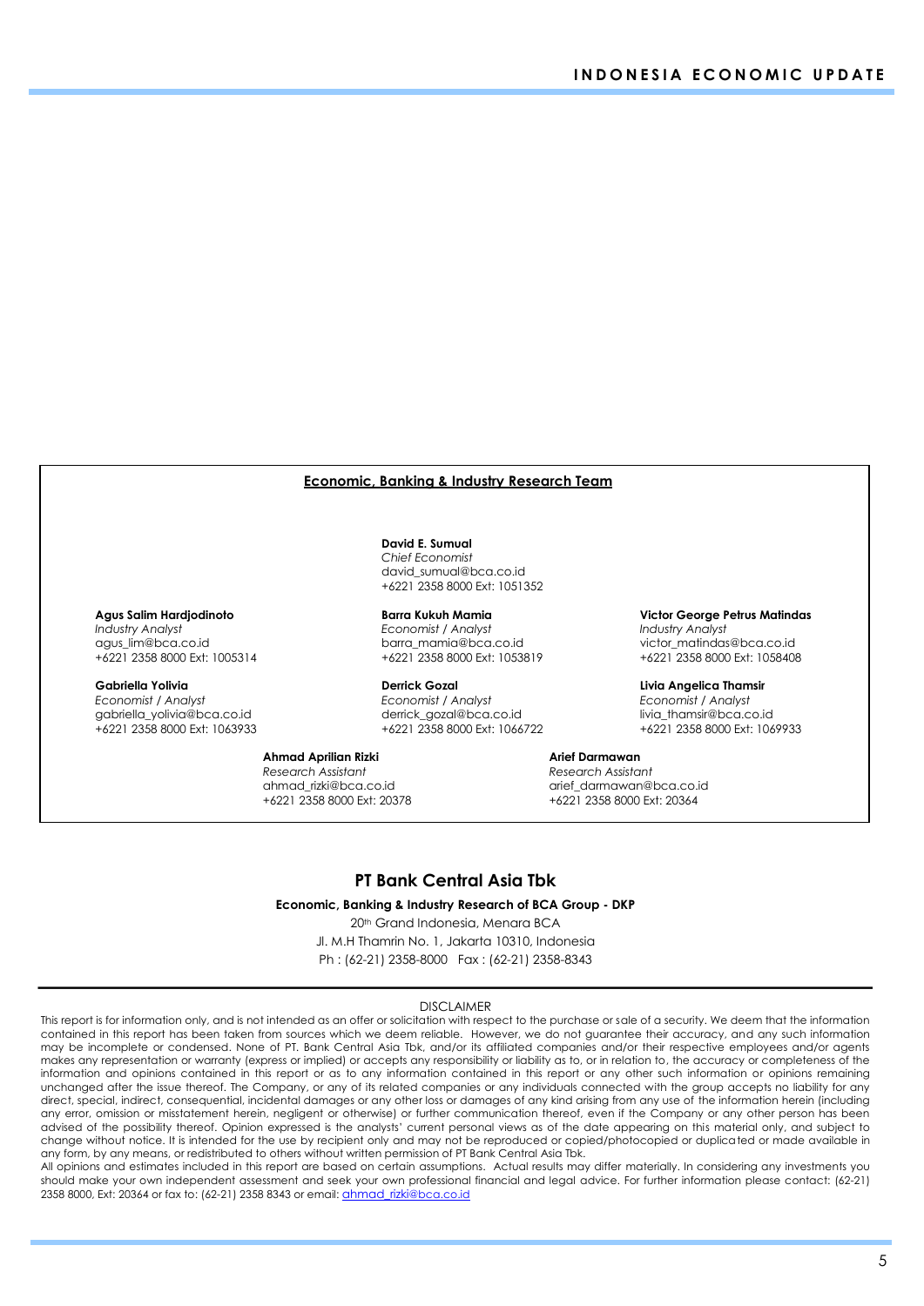## Economic, Banking & Industry Research Team

**David E. Sumual**
*Chief Economist*
david_sumual@bca.co.id
+6221 2358 8000 Ext: 1051352

**Agus Salim Hardjodinoto**
*Industry Analyst*
agus_lim@bca.co.id
+6221 2358 8000 Ext: 1005314

**Barra Kukuh Mamia**
*Economist / Analyst*
barra_mamia@bca.co.id
+6221 2358 8000 Ext: 1053819

**Victor George Petrus Matindas**
*Industry Analyst*
victor_matindas@bca.co.id
+6221 2358 8000 Ext: 1058408

**Gabriella Yolivia**
*Economist / Analyst*
gabriella_yolivia@bca.co.id
+6221 2358 8000 Ext: 1063933

**Derrick Gozal**
*Economist / Analyst*
derrick_gozal@bca.co.id
+6221 2358 8000 Ext: 1066722

**Livia Angelica Thamsir**
*Economist / Analyst*
livia_thamsir@bca.co.id
+6221 2358 8000 Ext: 1069933

**Ahmad Aprilian Rizki**
*Research Assistant*
ahmad_rizki@bca.co.id
+6221 2358 8000 Ext: 20378

**Arief Darmawan**
*Research Assistant*
arief_darmawan@bca.co.id
+6221 2358 8000 Ext: 20364

## PT Bank Central Asia Tbk

**Economic, Banking & Industry Research of BCA Group - DKP**

20th Grand Indonesia, Menara BCA
Jl. M.H Thamrin No. 1, Jakarta 10310, Indonesia
Ph : (62-21) 2358-8000 Fax : (62-21) 2358-8343

DISCLAIMER

This report is for information only, and is not intended as an offer or solicitation with respect to the purchase or sale of a security. We deem that the information contained in this report has been taken from sources which we deem reliable. However, we do not guarantee their accuracy, and any such information may be incomplete or condensed. None of PT. Bank Central Asia Tbk, and/or its affiliated companies and/or their respective employees and/or agents makes any representation or warranty (express or implied) or accepts any responsibility or liability as to, or in relation to, the accuracy or completeness of the information and opinions contained in this report or as to any information contained in this report or any other such information or opinions remaining unchanged after the issue thereof. The Company, or any of its related companies or any individuals connected with the group accepts no liability for any direct, special, indirect, consequential, incidental damages or any other loss or damages of any kind arising from any use of the information herein (including any error, omission or misstatement herein, negligent or otherwise) or further communication thereof, even if the Company or any other person has been advised of the possibility thereof. Opinion expressed is the analysts' current personal views as of the date appearing on this material only, and subject to change without notice. It is intended for the use by recipient only and may not be reproduced or copied/photocopied or duplicated or made available in any form, by any means, or redistributed to others without written permission of PT Bank Central Asia Tbk.

All opinions and estimates included in this report are based on certain assumptions. Actual results may differ materially. In considering any investments you should make your own independent assessment and seek your own professional financial and legal advice. For further information please contact: (62-21) 2358 8000, Ext: 20364 or fax to: (62-21) 2358 8343 or email: ahmad_rizki@bca.co.id